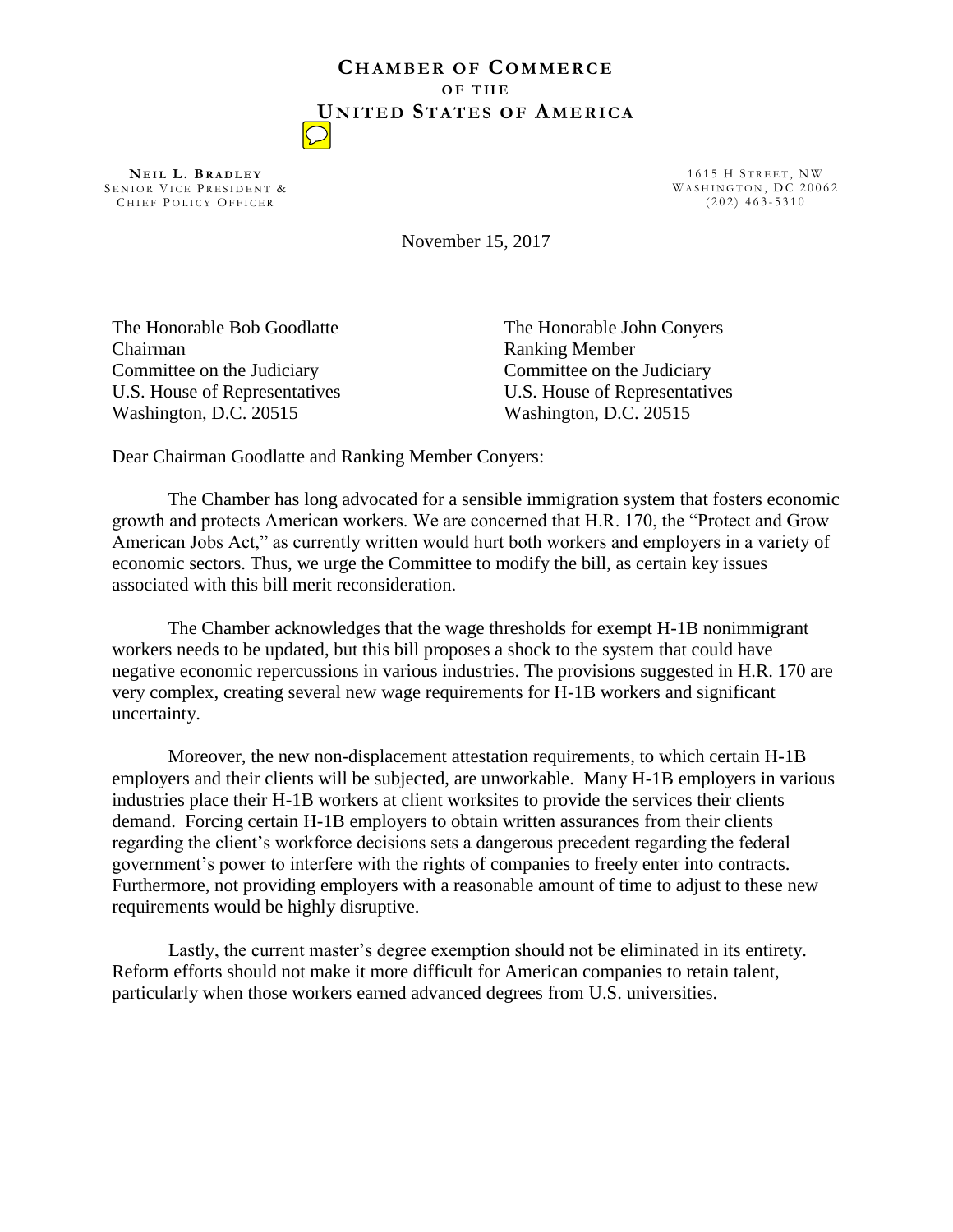# CHAMBER OF COMMERCE
## OF THE
## UNITED STATES OF AMERICA

**NEIL L. BRADLEY**
SENIOR VICE PRESIDENT &
CHIEF POLICY OFFICER

1615 H STREET, NW
WASHINGTON, DC 20062
(202) 463-5310

November 15, 2017

The Honorable Bob Goodlatte
Chairman
Committee on the Judiciary
U.S. House of Representatives
Washington, D.C. 20515

The Honorable John Conyers
Ranking Member
Committee on the Judiciary
U.S. House of Representatives
Washington, D.C. 20515

Dear Chairman Goodlatte and Ranking Member Conyers:

The Chamber has long advocated for a sensible immigration system that fosters economic growth and protects American workers. We are concerned that H.R. 170, the "Protect and Grow American Jobs Act," as currently written would hurt both workers and employers in a variety of economic sectors. Thus, we urge the Committee to modify the bill, as certain key issues associated with this bill merit reconsideration.

The Chamber acknowledges that the wage thresholds for exempt H-1B nonimmigrant workers needs to be updated, but this bill proposes a shock to the system that could have negative economic repercussions in various industries. The provisions suggested in H.R. 170 are very complex, creating several new wage requirements for H-1B workers and significant uncertainty.

Moreover, the new non-displacement attestation requirements, to which certain H-1B employers and their clients will be subjected, are unworkable. Many H-1B employers in various industries place their H-1B workers at client worksites to provide the services their clients demand. Forcing certain H-1B employers to obtain written assurances from their clients regarding the client's workforce decisions sets a dangerous precedent regarding the federal government's power to interfere with the rights of companies to freely enter into contracts. Furthermore, not providing employers with a reasonable amount of time to adjust to these new requirements would be highly disruptive.

Lastly, the current master's degree exemption should not be eliminated in its entirety. Reform efforts should not make it more difficult for American companies to retain talent, particularly when those workers earned advanced degrees from U.S. universities.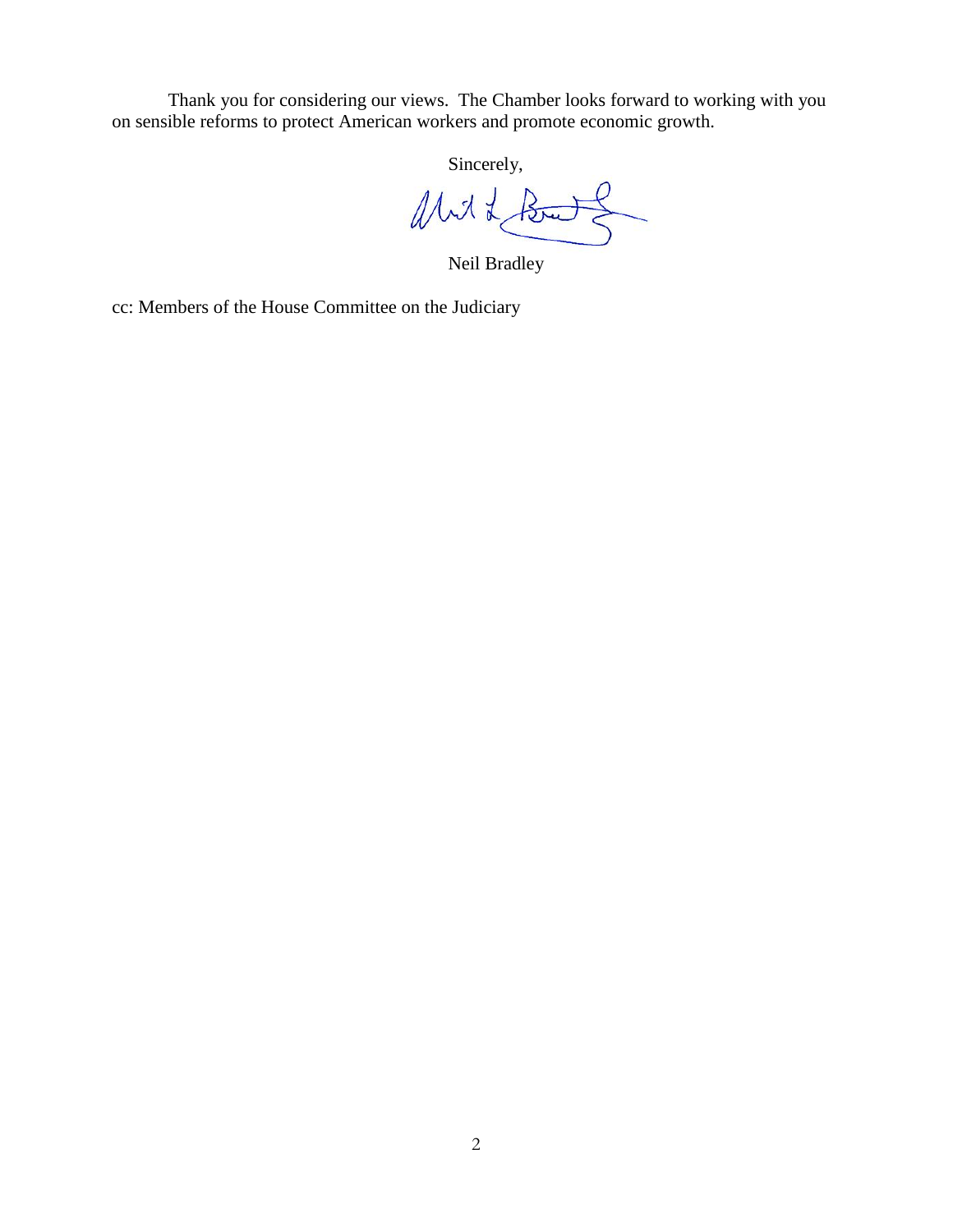Thank you for considering our views. The Chamber looks forward to working with you on sensible reforms to protect American workers and promote economic growth.

Sincerely,

Neil Bradley

cc: Members of the House Committee on the Judiciary